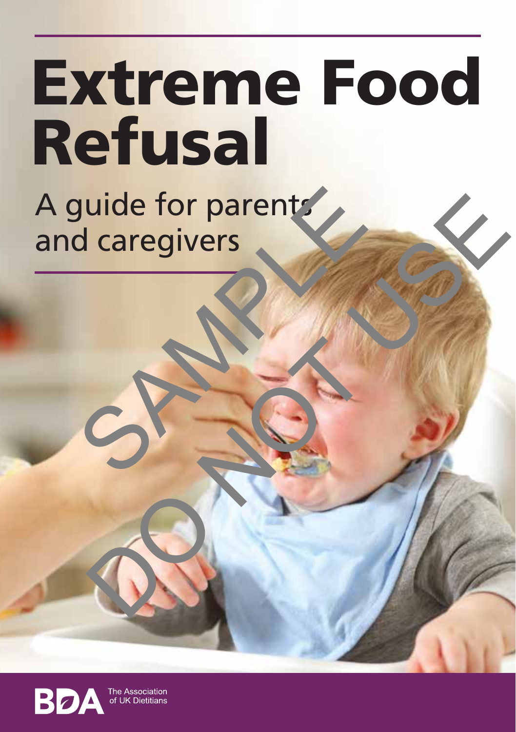# Extreme Food Refusal

## A guide for parents and caregivers

SAMPLE DO NOT USE

BDA The Association of UK Dietitians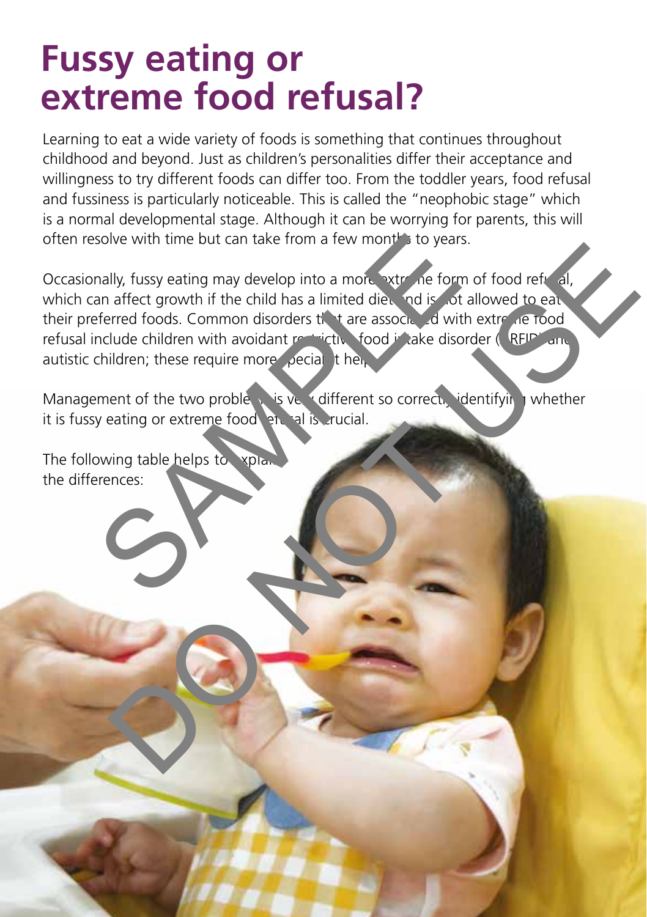# Fussy eating or extreme food refusal?

Learning to eat a wide variety of foods is something that continues throughout childhood and beyond. Just as children's personalities differ their acceptance and willingness to try different foods can differ too. From the toddler years, food refusal and fussiness is particularly noticeable. This is called the "neophobic stage" which is a normal developmental stage. Although it can be worrying for parents, this will often resolve with time but can take from a few months to years.

Occasionally, fussy eating may develop into a more extreme form of food refusal, which can affect growth if the child has a limited diet and is not allowed to eat their preferred foods. Common disorders that are associated with extreme food refusal include children with avoidant restrictive food intake disorder (ARFID) and autistic children; these require more specialist help.

Management of the two problems is very different so correctly identifying whether it is fussy eating or extreme food refusal is crucial.

The following table helps to explain the differences: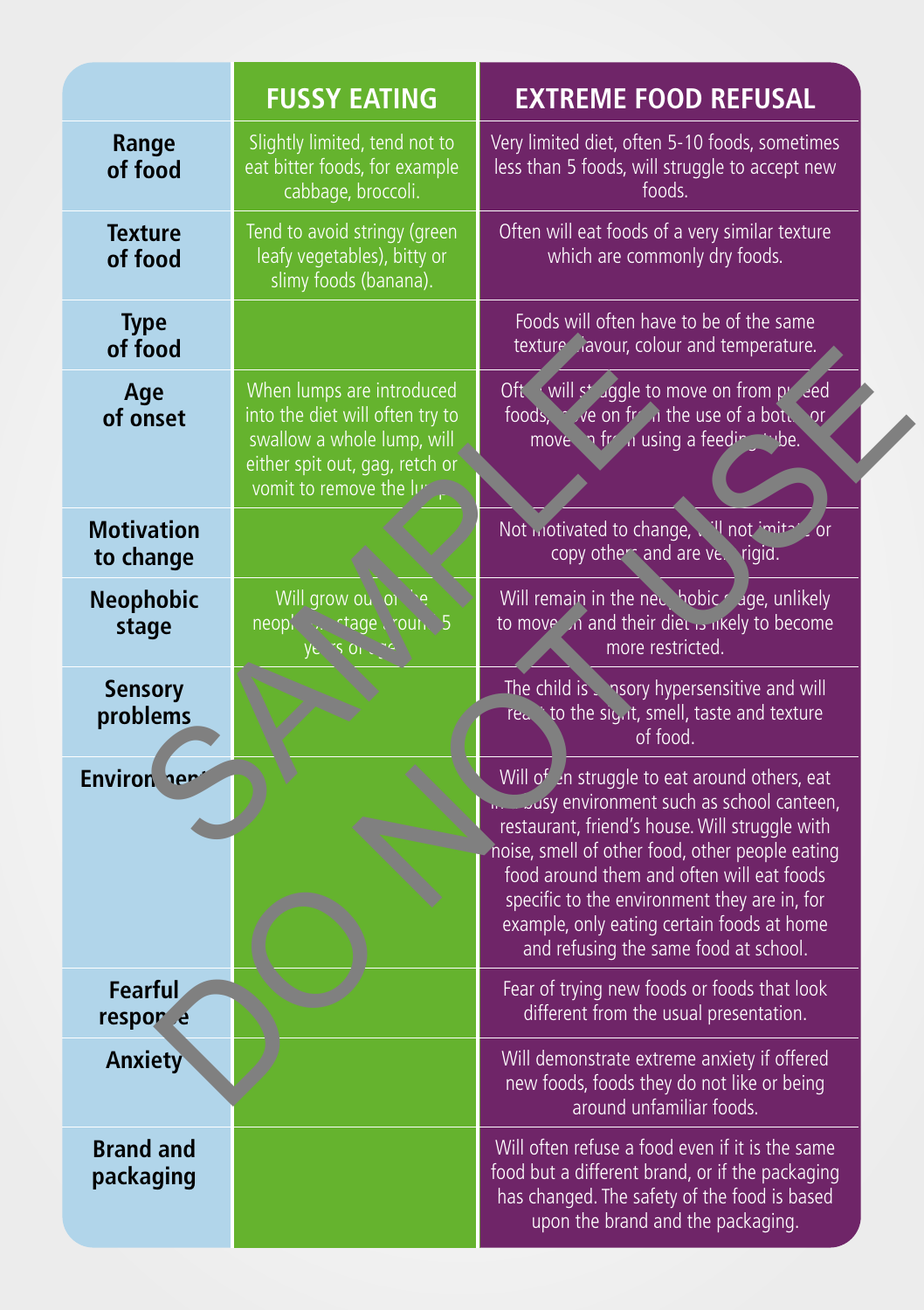| | FUSSY EATING | EXTREME FOOD REFUSAL |
|---|---|---|
| **Range of food** | Slightly limited, tend not to eat bitter foods, for example cabbage, broccoli. | Very limited diet, often 5-10 foods, sometimes less than 5 foods, will struggle to accept new foods. |
| **Texture of food** | Tend to avoid stringy (green leafy vegetables), bitty or slimy foods (banana). | Often will eat foods of a very similar texture which are commonly dry foods. |
| **Type of food** | | Foods will often have to be of the same texture, flavour, colour and temperature. |
| **Age of onset** | When lumps are introduced into the diet will often try to swallow a whole lump, will either spit out, gag, retch or vomit to remove the lump. | Often will struggle to move on from pureed foods, move on from the use of a bottle or move on from using a feeding tube. |
| **Motivation to change** | | Not motivated to change, will not imitate or copy others and are very rigid. |
| **Neophobic stage** | Will grow out of the neophobic stage around 5 years of age. | Will remain in the neophobic stage, unlikely to move on and their diet is likely to become more restricted. |
| **Sensory problems** | | The child is sensory hypersensitive and will react to the sight, smell, taste and texture of food. |
| **Environment** | | Will often struggle to eat around others, eat in a busy environment such as school canteen, restaurant, friend's house. Will struggle with noise, smell of other food, other people eating food around them and often will eat foods specific to the environment they are in, for example, only eating certain foods at home and refusing the same food at school. |
| **Fearful response** | | Fear of trying new foods or foods that look different from the usual presentation. |
| **Anxiety** | | Will demonstrate extreme anxiety if offered new foods, foods they do not like or being around unfamiliar foods. |
| **Brand and packaging** | | Will often refuse a food even if it is the same food but a different brand, or if the packaging has changed. The safety of the food is based upon the brand and the packaging. |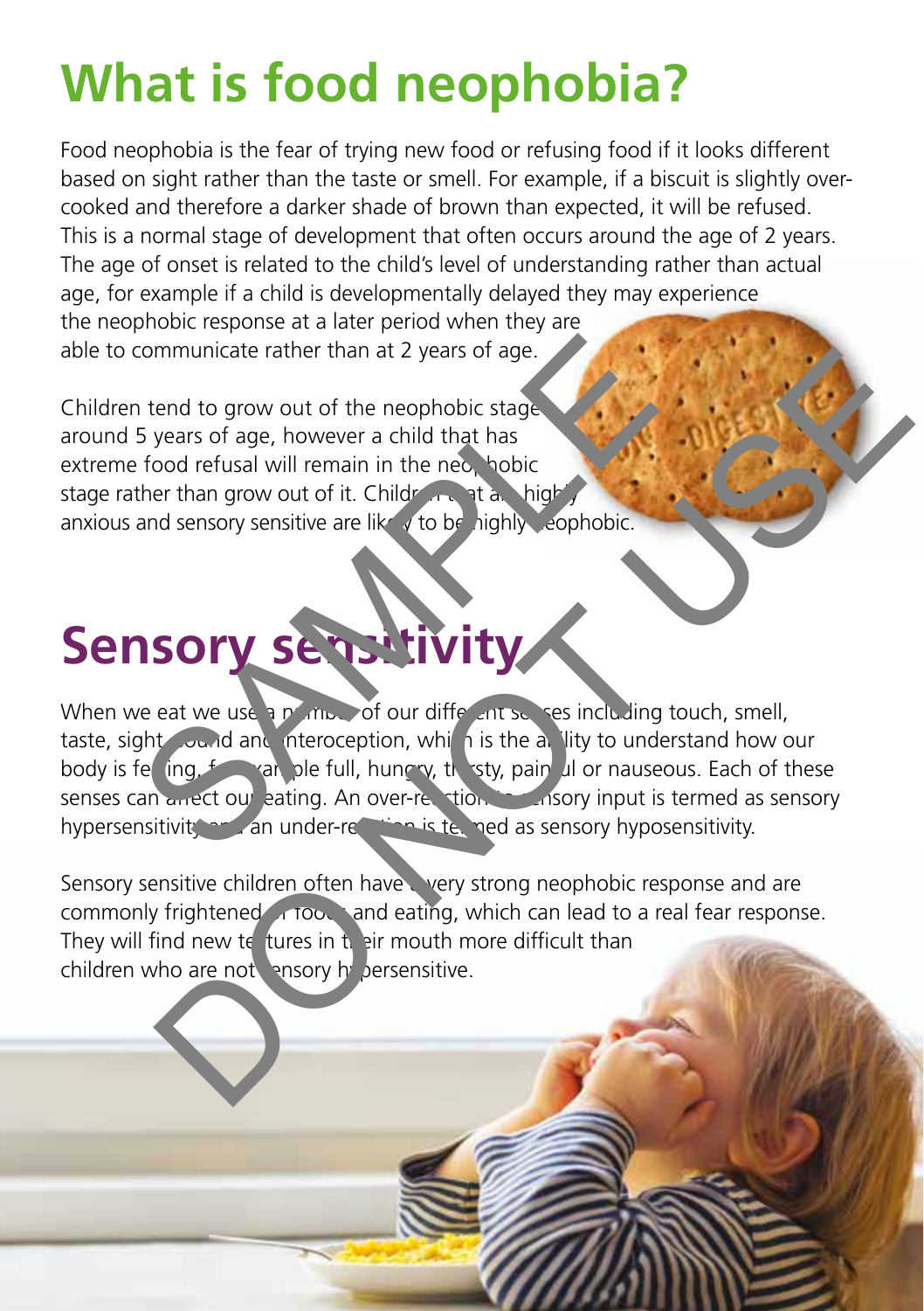# What is food neophobia?

Food neophobia is the fear of trying new food or refusing food if it looks different based on sight rather than the taste or smell. For example, if a biscuit is slightly over-cooked and therefore a darker shade of brown than expected, it will be refused. This is a normal stage of development that often occurs around the age of 2 years. The age of onset is related to the child's level of understanding rather than actual age, for example if a child is developmentally delayed they may experience the neophobic response at a later period when they are able to communicate rather than at 2 years of age.

Children tend to grow out of the neophobic stage around 5 years of age, however a child that has extreme food refusal will remain in the neophobic stage rather than grow out of it. Children that are highly anxious and sensory sensitive are likely to be highly neophobic.

# Sensory sensitivity

When we eat we use a number of our different senses including touch, smell, taste, sight, sound and interoception, which is the ability to understand how our body is feeling, for example full, hungry, thirsty, painful or nauseous. Each of these senses can affect our eating. An over-reaction to sensory input is termed as sensory hypersensitivity and an under-reaction is termed as sensory hyposensitivity.

Sensory sensitive children often have a very strong neophobic response and are commonly frightened of food and eating, which can lead to a real fear response. They will find new textures in their mouth more difficult than children who are not sensory hypersensitive.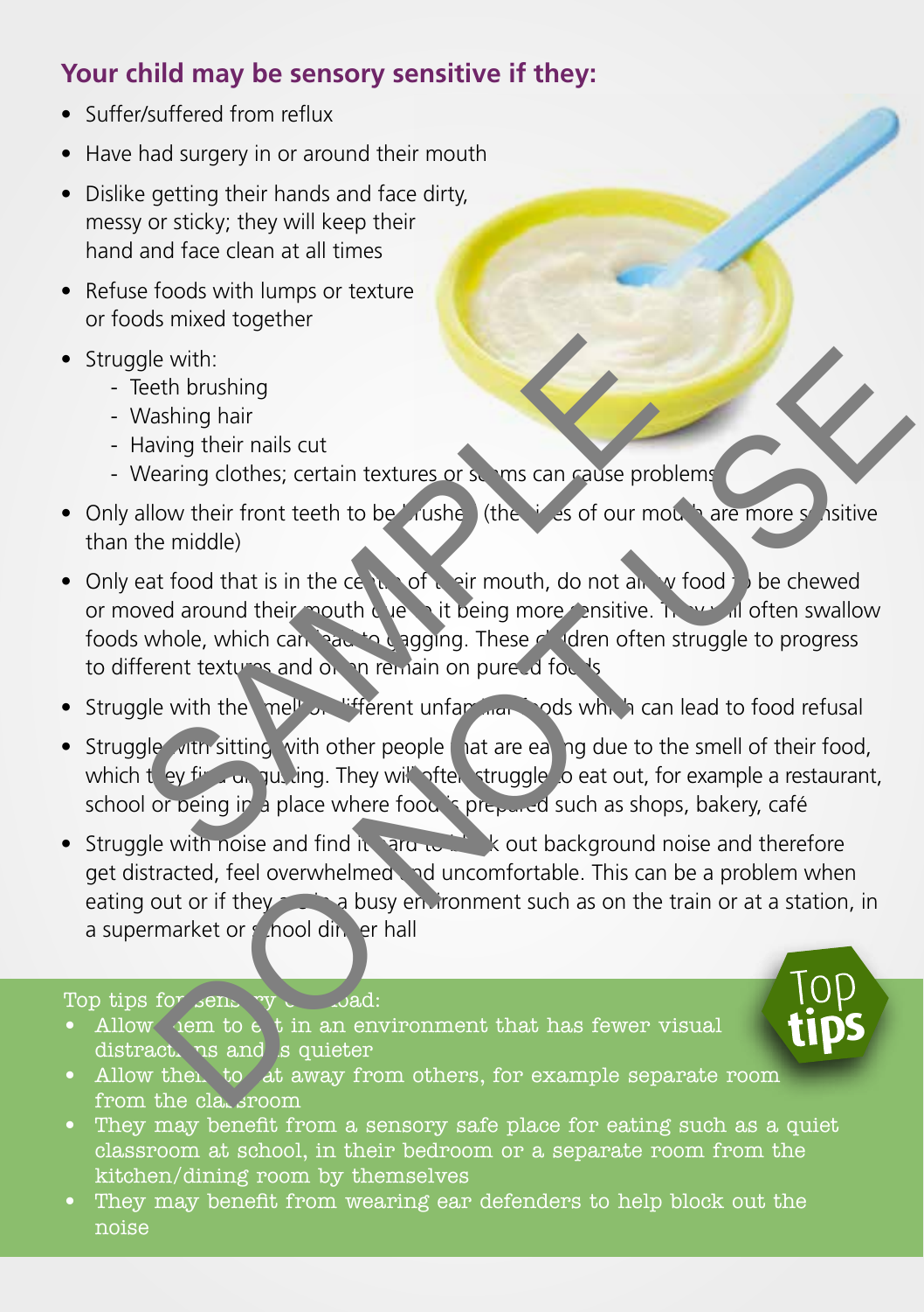## Your child may be sensory sensitive if they:

- Suffer/suffered from reflux
- Have had surgery in or around their mouth
- Dislike getting their hands and face dirty, messy or sticky; they will keep their hand and face clean at all times
- Refuse foods with lumps or texture or foods mixed together
- Struggle with:
  - Teeth brushing
  - Washing hair
  - Having their nails cut
  - Wearing clothes; certain textures or seams can cause problems
- Only allow their front teeth to be brushed (the sides of our mouth are more sensitive than the middle)
- Only eat food that is in the centre of their mouth, do not allow food to be chewed or moved around their mouth due to it being more sensitive. They will often swallow foods whole, which can lead to gagging. These children often struggle to progress to different textures and often remain on pureed foods
- Struggle with the smell of different unfamiliar foods which can lead to food refusal
- Struggle with sitting with other people that are eating due to the smell of their food, which they find disgusting. They will often struggle to eat out, for example a restaurant, school or being in a place where food is prepared such as shops, bakery, café
- Struggle with noise and find it hard to block out background noise and therefore get distracted, feel overwhelmed and uncomfortable. This can be a problem when eating out or if they are in a busy environment such as on the train or at a station, in a supermarket or school dinner hall

**Top tips**

Top tips for sensory overload:

- Allow them to eat in an environment that has fewer visual distractions and is quieter
- Allow them to eat away from others, for example separate room from the classroom
- They may benefit from a sensory safe place for eating such as a quiet classroom at school, in their bedroom or a separate room from the kitchen/dining room by themselves
- They may benefit from wearing ear defenders to help block out the noise